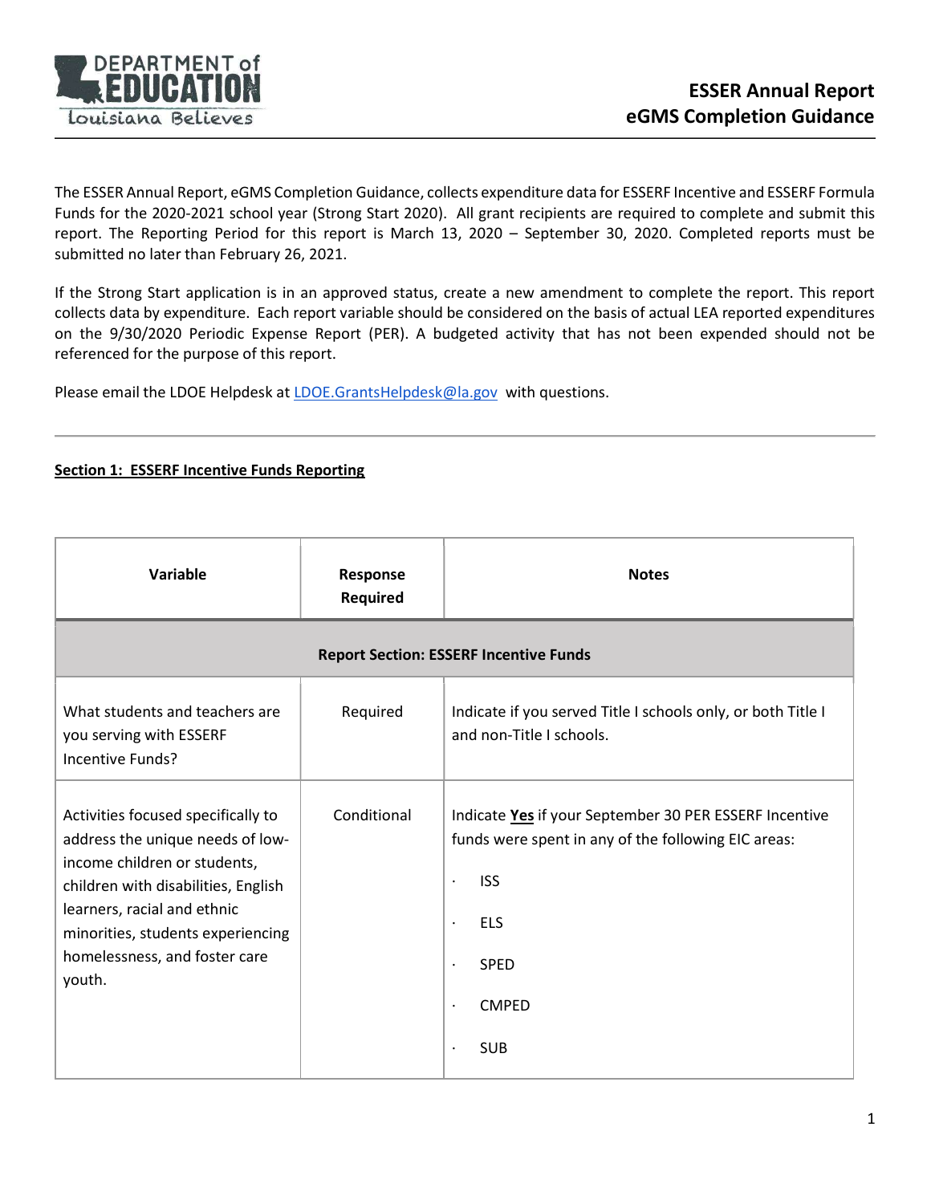# ESSER Annual Report
# eGMS Completion Guidance

The ESSER Annual Report, eGMS Completion Guidance, collects expenditure data for ESSERF Incentive and ESSERF Formula Funds for the 2020-2021 school year (Strong Start 2020). All grant recipients are required to complete and submit this report. The Reporting Period for this report is March 13, 2020 – September 30, 2020. Completed reports must be submitted no later than February 26, 2021.

If the Strong Start application is in an approved status, create a new amendment to complete the report. This report collects data by expenditure. Each report variable should be considered on the basis of actual LEA reported expenditures on the 9/30/2020 Periodic Expense Report (PER). A budgeted activity that has not been expended should not be referenced for the purpose of this report.

Please email the LDOE Helpdesk at LDOE.GrantsHelpdesk@la.gov with questions.

---

## Section 1: ESSERF Incentive Funds Reporting

| Variable | Response Required | Notes |
|---|---|---|
| **Report Section: ESSERF Incentive Funds** | | |
| What students and teachers are you serving with ESSERF Incentive Funds? | Required | Indicate if you served Title I schools only, or both Title I and non-Title I schools. |
| Activities focused specifically to address the unique needs of low-income children or students, children with disabilities, English learners, racial and ethnic minorities, students experiencing homelessness, and foster care youth. | Conditional | Indicate **Yes** if your September 30 PER ESSERF Incentive funds were spent in any of the following EIC areas:<br>· ISS<br>· ELS<br>· SPED<br>· CMPED<br>· SUB |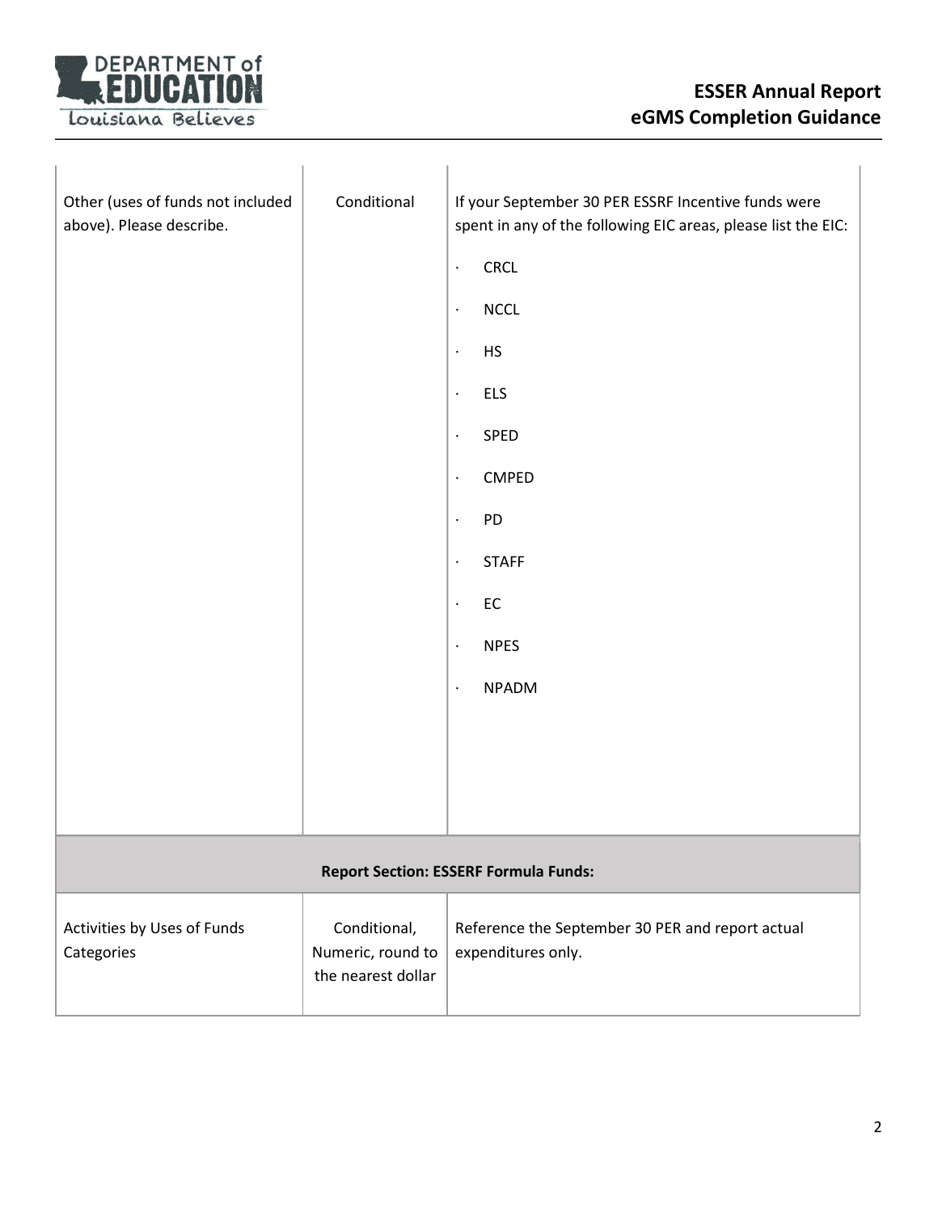| | | |
|---|---|---|
| Other (uses of funds not included above). Please describe. | Conditional | If your September 30 PER ESSRF Incentive funds were spent in any of the following EIC areas, please list the EIC:<br>· CRCL<br>· NCCL<br>· HS<br>· ELS<br>· SPED<br>· CMPED<br>· PD<br>· STAFF<br>· EC<br>· NPES<br>· NPADM |
| **Report Section: ESSERF Formula Funds:** | | |
| Activities by Uses of Funds Categories | Conditional, Numeric, round to the nearest dollar | Reference the September 30 PER and report actual expenditures only. |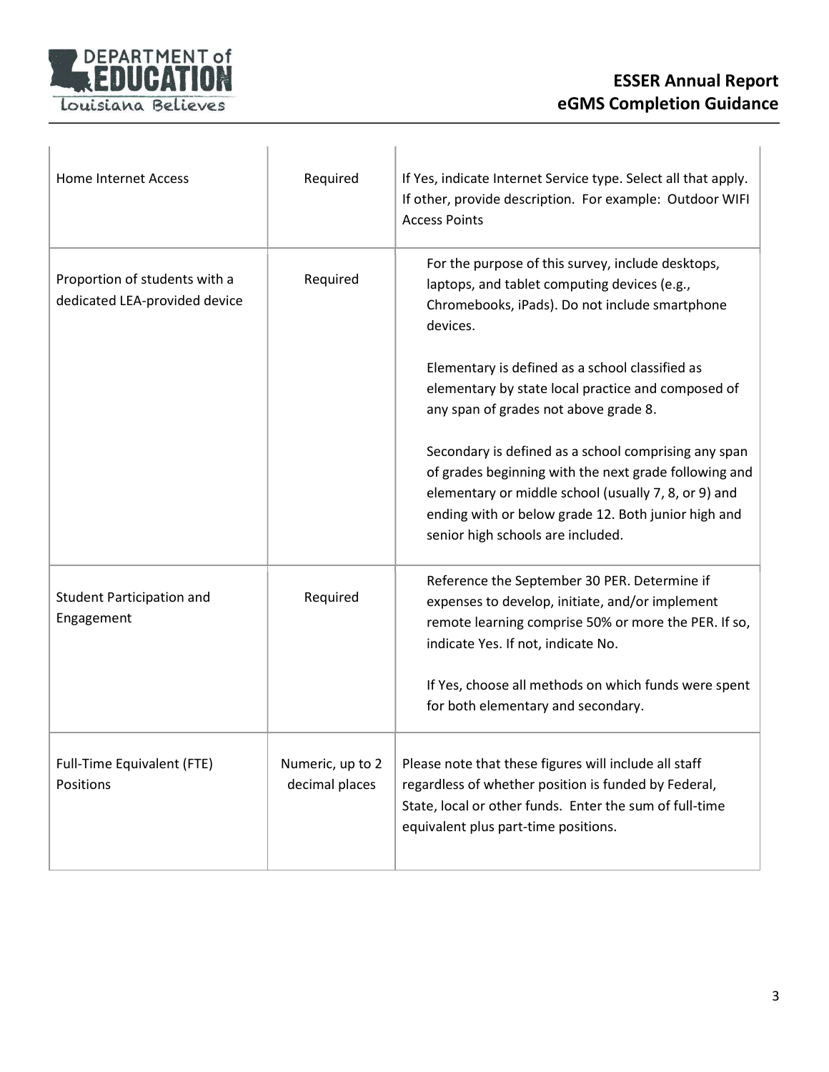| | | |
|---|---|---|
| Home Internet Access | Required | If Yes, indicate Internet Service type. Select all that apply. If other, provide description. For example: Outdoor WIFI Access Points |
| Proportion of students with a dedicated LEA-provided device | Required | For the purpose of this survey, include desktops, laptops, and tablet computing devices (e.g., Chromebooks, iPads). Do not include smartphone devices.<br><br>Elementary is defined as a school classified as elementary by state local practice and composed of any span of grades not above grade 8.<br><br>Secondary is defined as a school comprising any span of grades beginning with the next grade following and elementary or middle school (usually 7, 8, or 9) and ending with or below grade 12. Both junior high and senior high schools are included. |
| Student Participation and Engagement | Required | Reference the September 30 PER. Determine if expenses to develop, initiate, and/or implement remote learning comprise 50% or more the PER. If so, indicate Yes. If not, indicate No.<br><br>If Yes, choose all methods on which funds were spent for both elementary and secondary. |
| Full-Time Equivalent (FTE) Positions | Numeric, up to 2 decimal places | Please note that these figures will include all staff regardless of whether position is funded by Federal, State, local or other funds. Enter the sum of full-time equivalent plus part-time positions. |